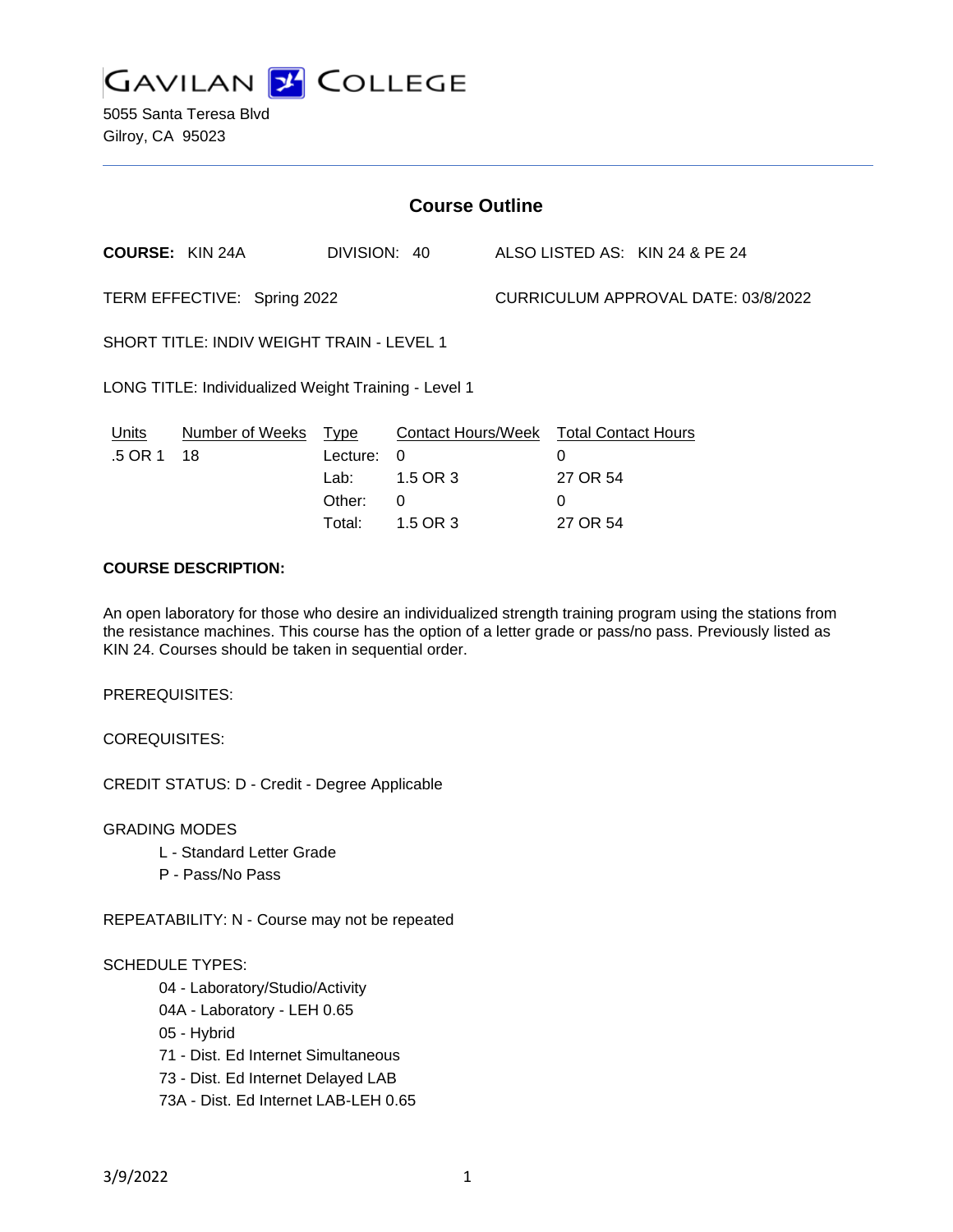# GAVILAN COLLEGE

5055 Santa Teresa Blvd
Gilroy, CA 95023

## Course Outline

**COURSE:** KIN 24A DIVISION: 40 ALSO LISTED AS: KIN 24 & PE 24

TERM EFFECTIVE: Spring 2022 CURRICULUM APPROVAL DATE: 03/8/2022

SHORT TITLE: INDIV WEIGHT TRAIN - LEVEL 1

LONG TITLE: Individualized Weight Training - Level 1

| Units | Number of Weeks | Type | Contact Hours/Week | Total Contact Hours |
|---|---|---|---|---|
| .5 OR 1 | 18 | Lecture: | 0 | 0 |
| | | Lab: | 1.5 OR 3 | 27 OR 54 |
| | | Other: | 0 | 0 |
| | | Total: | 1.5 OR 3 | 27 OR 54 |

**COURSE DESCRIPTION:**

An open laboratory for those who desire an individualized strength training program using the stations from the resistance machines. This course has the option of a letter grade or pass/no pass. Previously listed as KIN 24. Courses should be taken in sequential order.

PREREQUISITES:

COREQUISITES:

CREDIT STATUS: D - Credit - Degree Applicable

GRADING MODES

- L - Standard Letter Grade
- P - Pass/No Pass

REPEATABILITY: N - Course may not be repeated

SCHEDULE TYPES:

- 04 - Laboratory/Studio/Activity
- 04A - Laboratory - LEH 0.65
- 05 - Hybrid
- 71 - Dist. Ed Internet Simultaneous
- 73 - Dist. Ed Internet Delayed LAB
- 73A - Dist. Ed Internet LAB-LEH 0.65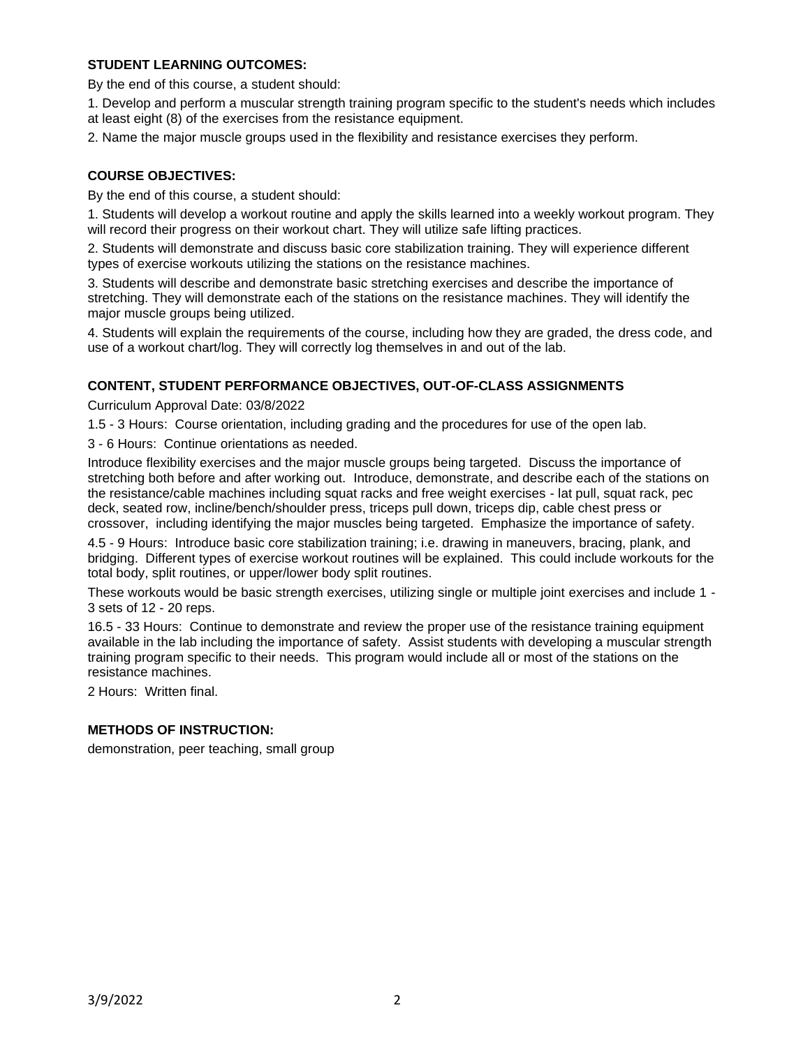**STUDENT LEARNING OUTCOMES:**

By the end of this course, a student should:

1. Develop and perform a muscular strength training program specific to the student's needs which includes at least eight (8) of the exercises from the resistance equipment.
2. Name the major muscle groups used in the flexibility and resistance exercises they perform.

**COURSE OBJECTIVES:**

By the end of this course, a student should:

1. Students will develop a workout routine and apply the skills learned into a weekly workout program. They will record their progress on their workout chart. They will utilize safe lifting practices.
2. Students will demonstrate and discuss basic core stabilization training. They will experience different types of exercise workouts utilizing the stations on the resistance machines.
3. Students will describe and demonstrate basic stretching exercises and describe the importance of stretching. They will demonstrate each of the stations on the resistance machines. They will identify the major muscle groups being utilized.
4. Students will explain the requirements of the course, including how they are graded, the dress code, and use of a workout chart/log. They will correctly log themselves in and out of the lab.

**CONTENT, STUDENT PERFORMANCE OBJECTIVES, OUT-OF-CLASS ASSIGNMENTS**

Curriculum Approval Date: 03/8/2022

1.5 - 3 Hours: Course orientation, including grading and the procedures for use of the open lab.

3 - 6 Hours: Continue orientations as needed.

Introduce flexibility exercises and the major muscle groups being targeted. Discuss the importance of stretching both before and after working out. Introduce, demonstrate, and describe each of the stations on the resistance/cable machines including squat racks and free weight exercises - lat pull, squat rack, pec deck, seated row, incline/bench/shoulder press, triceps pull down, triceps dip, cable chest press or crossover, including identifying the major muscles being targeted. Emphasize the importance of safety.

4.5 - 9 Hours: Introduce basic core stabilization training; i.e. drawing in maneuvers, bracing, plank, and bridging. Different types of exercise workout routines will be explained. This could include workouts for the total body, split routines, or upper/lower body split routines.

These workouts would be basic strength exercises, utilizing single or multiple joint exercises and include 1 - 3 sets of 12 - 20 reps.

16.5 - 33 Hours: Continue to demonstrate and review the proper use of the resistance training equipment available in the lab including the importance of safety. Assist students with developing a muscular strength training program specific to their needs. This program would include all or most of the stations on the resistance machines.

2 Hours: Written final.

**METHODS OF INSTRUCTION:**

demonstration, peer teaching, small group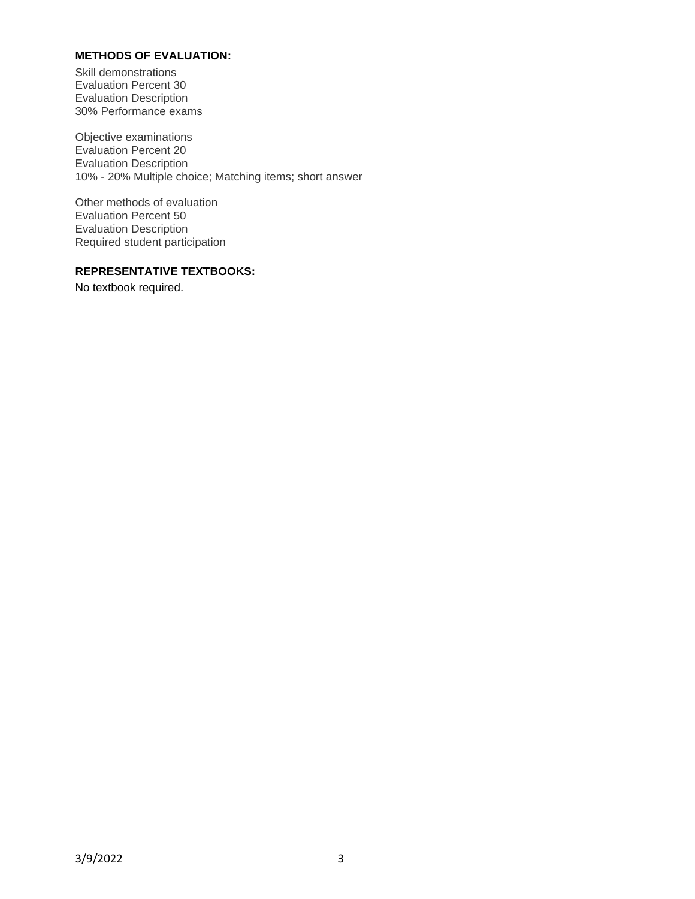**METHODS OF EVALUATION:**

Skill demonstrations
Evaluation Percent 30
Evaluation Description
30% Performance exams

Objective examinations
Evaluation Percent 20
Evaluation Description
10% - 20% Multiple choice; Matching items; short answer

Other methods of evaluation
Evaluation Percent 50
Evaluation Description
Required student participation

**REPRESENTATIVE TEXTBOOKS:**

No textbook required.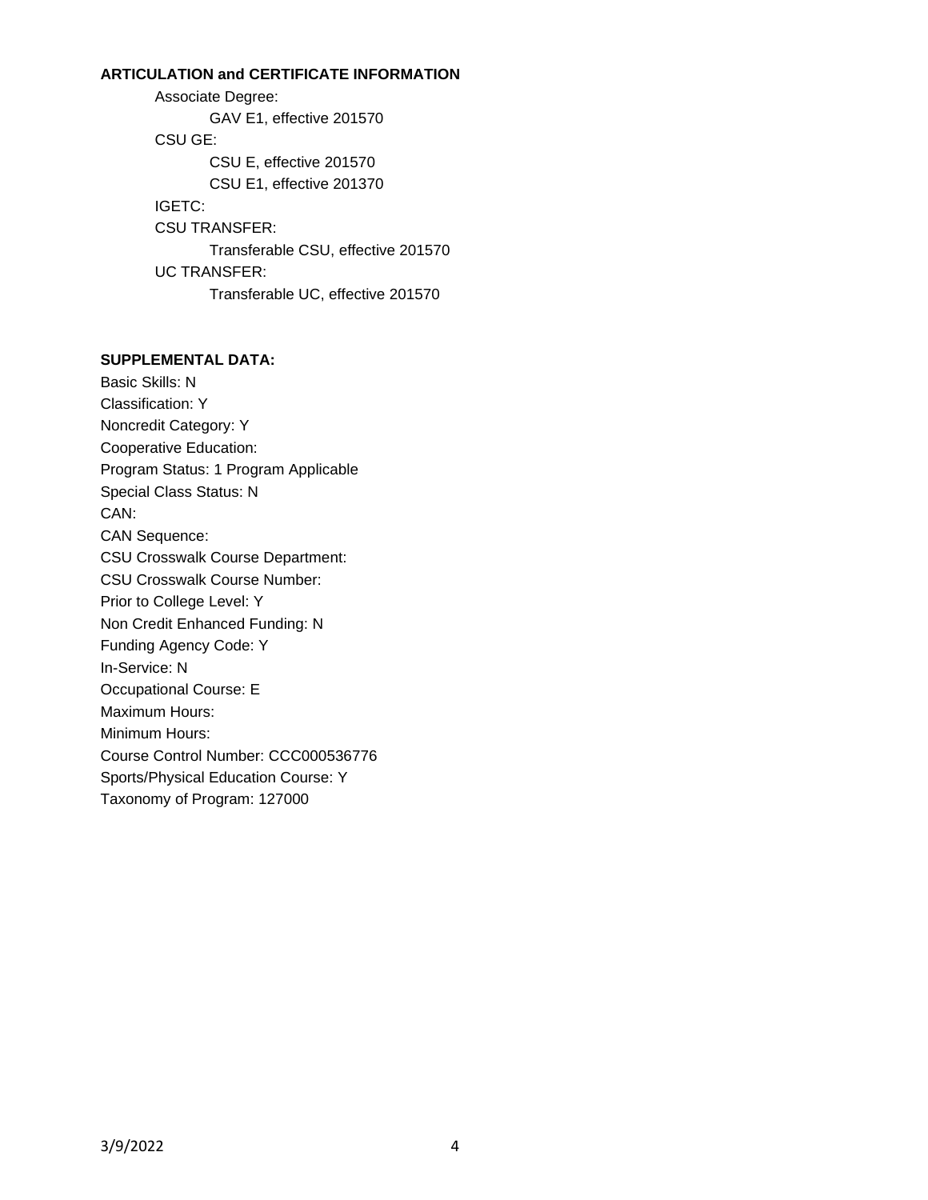**ARTICULATION and CERTIFICATE INFORMATION**

Associate Degree:

GAV E1, effective 201570

CSU GE:

CSU E, effective 201570

CSU E1, effective 201370

IGETC:

CSU TRANSFER:

Transferable CSU, effective 201570

UC TRANSFER:

Transferable UC, effective 201570

**SUPPLEMENTAL DATA:**

Basic Skills: N
Classification: Y
Noncredit Category: Y
Cooperative Education:
Program Status: 1 Program Applicable
Special Class Status: N
CAN:
CAN Sequence:
CSU Crosswalk Course Department:
CSU Crosswalk Course Number:
Prior to College Level: Y
Non Credit Enhanced Funding: N
Funding Agency Code: Y
In-Service: N
Occupational Course: E
Maximum Hours:
Minimum Hours:
Course Control Number: CCC000536776
Sports/Physical Education Course: Y
Taxonomy of Program: 127000